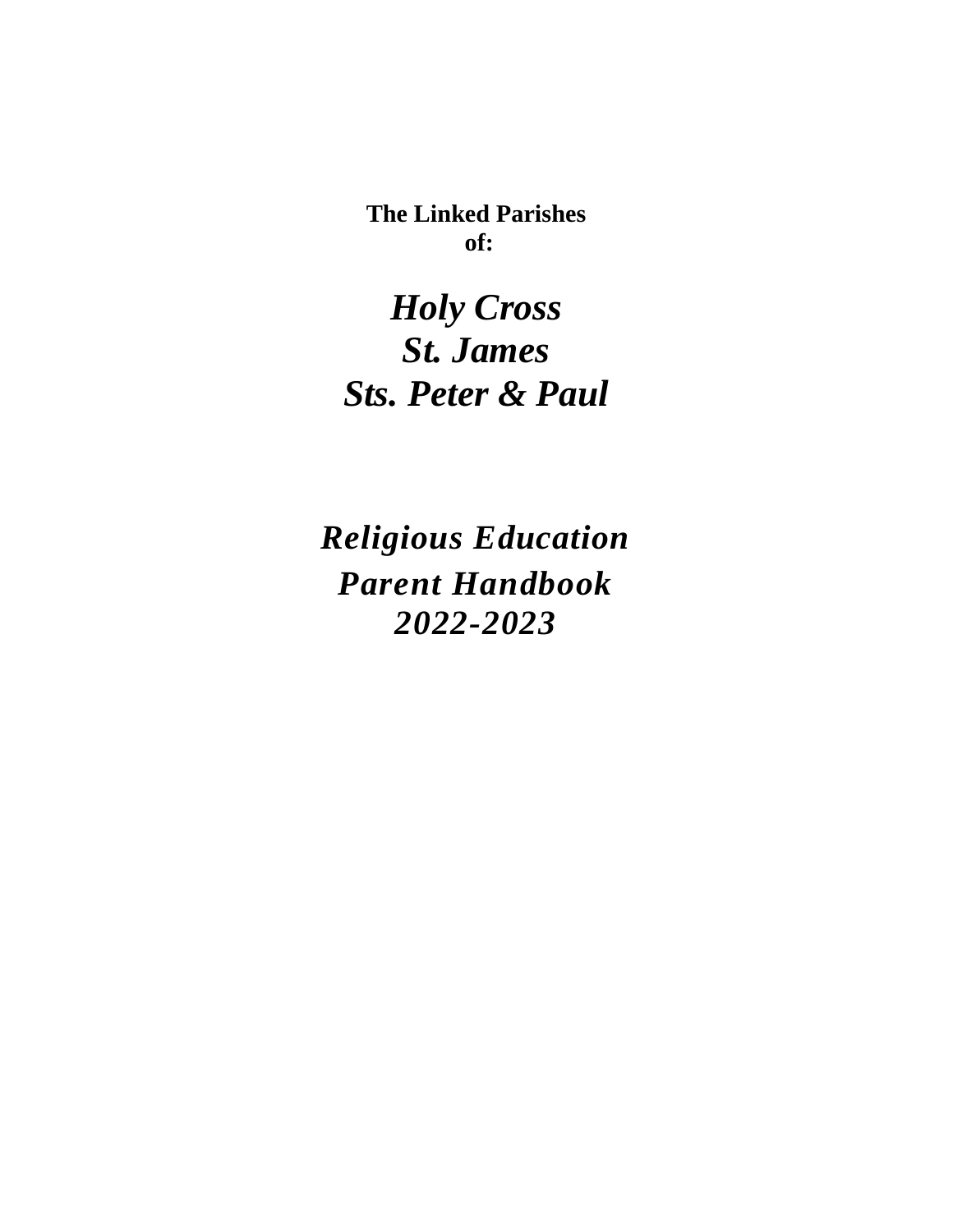**The Linked Parishes of:**

# *Holy Cross*
# *St. James*
# *Sts. Peter & Paul*

## *Religious Education Parent Handbook 2022-2023*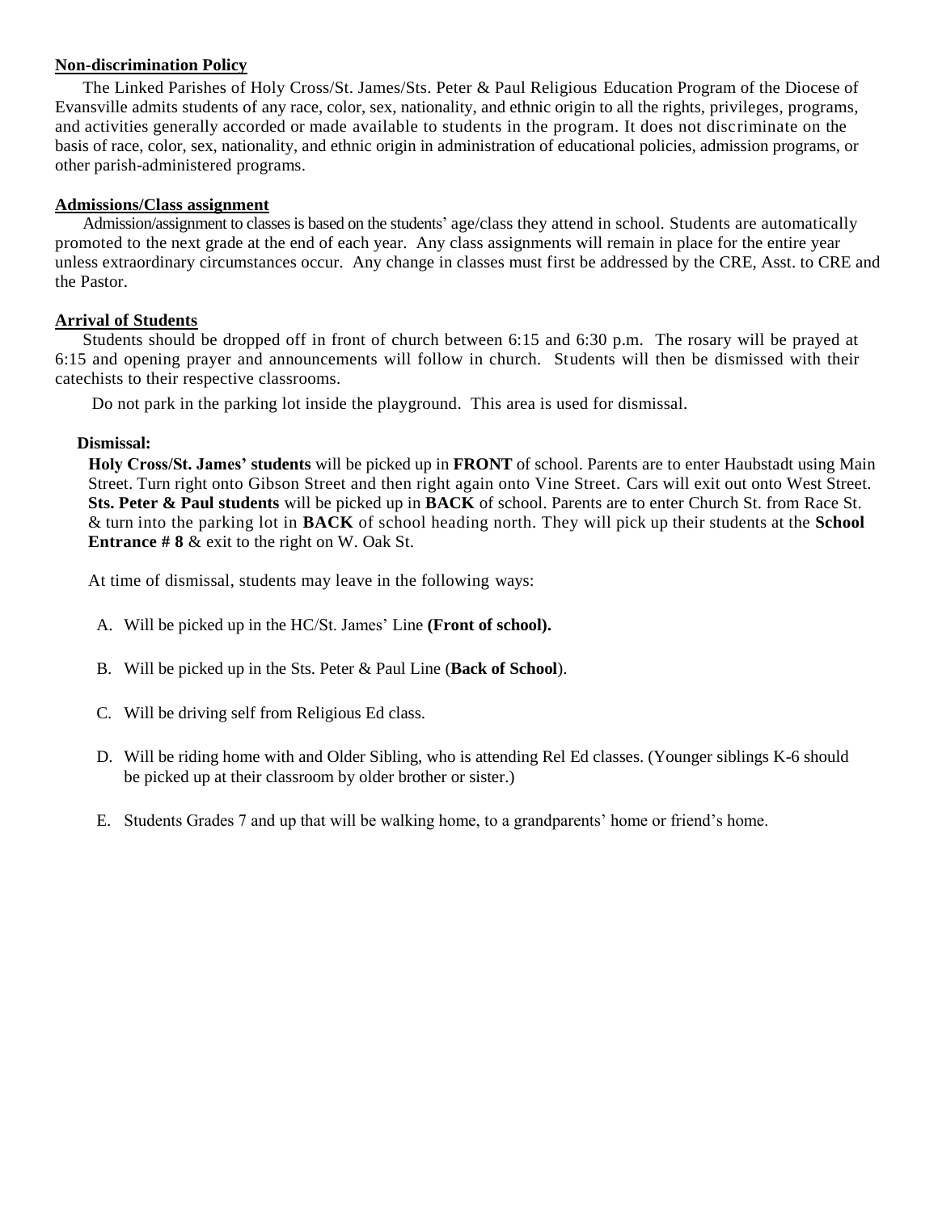## Non-discrimination Policy

The Linked Parishes of Holy Cross/St. James/Sts. Peter & Paul Religious Education Program of the Diocese of Evansville admits students of any race, color, sex, nationality, and ethnic origin to all the rights, privileges, programs, and activities generally accorded or made available to students in the program. It does not discriminate on the basis of race, color, sex, nationality, and ethnic origin in administration of educational policies, admission programs, or other parish-administered programs.

## Admissions/Class assignment

Admission/assignment to classes is based on the students' age/class they attend in school. Students are automatically promoted to the next grade at the end of each year. Any class assignments will remain in place for the entire year unless extraordinary circumstances occur. Any change in classes must first be addressed by the CRE, Asst. to CRE and the Pastor.

## Arrival of Students

Students should be dropped off in front of church between 6:15 and 6:30 p.m. The rosary will be prayed at 6:15 and opening prayer and announcements will follow in church. Students will then be dismissed with their catechists to their respective classrooms.

Do not park in the parking lot inside the playground. This area is used for dismissal.

### Dismissal:

**Holy Cross/St. James' students** will be picked up in **FRONT** of school. Parents are to enter Haubstadt using Main Street. Turn right onto Gibson Street and then right again onto Vine Street. Cars will exit out onto West Street. **Sts. Peter & Paul students** will be picked up in **BACK** of school. Parents are to enter Church St. from Race St. & turn into the parking lot in **BACK** of school heading north. They will pick up their students at the **School Entrance # 8** & exit to the right on W. Oak St.

At time of dismissal, students may leave in the following ways:

A. Will be picked up in the HC/St. James' Line **(Front of school).**

B. Will be picked up in the Sts. Peter & Paul Line (**Back of School**).

C. Will be driving self from Religious Ed class.

D. Will be riding home with and Older Sibling, who is attending Rel Ed classes. (Younger siblings K-6 should be picked up at their classroom by older brother or sister.)

E. Students Grades 7 and up that will be walking home, to a grandparents' home or friend's home.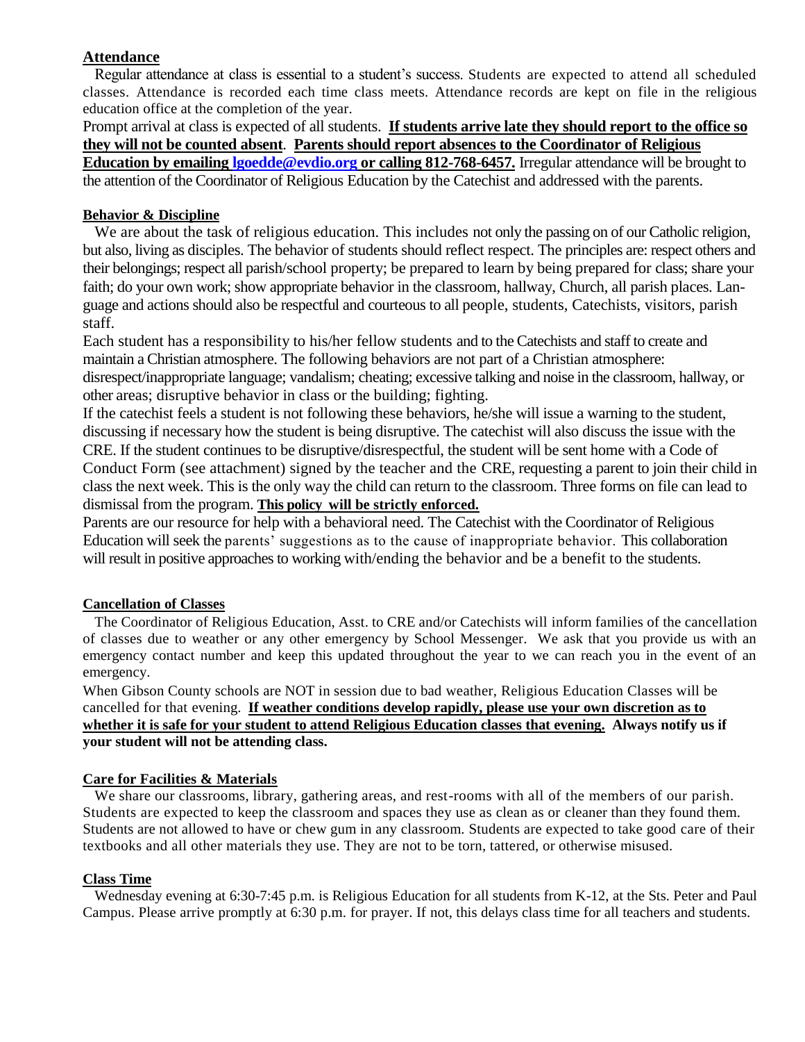## Attendance

Regular attendance at class is essential to a student's success. Students are expected to attend all scheduled classes. Attendance is recorded each time class meets. Attendance records are kept on file in the religious education office at the completion of the year.

Prompt arrival at class is expected of all students. **If students arrive late they should report to the office so they will not be counted absent**. **Parents should report absences to the Coordinator of Religious Education by emailing lgoedde@evdio.org or calling 812-768-6457.** Irregular attendance will be brought to the attention of the Coordinator of Religious Education by the Catechist and addressed with the parents.

## Behavior & Discipline

We are about the task of religious education. This includes not only the passing on of our Catholic religion, but also, living as disciples. The behavior of students should reflect respect. The principles are: respect others and their belongings; respect all parish/school property; be prepared to learn by being prepared for class; share your faith; do your own work; show appropriate behavior in the classroom, hallway, Church, all parish places. Language and actions should also be respectful and courteous to all people, students, Catechists, visitors, parish staff.

Each student has a responsibility to his/her fellow students and to the Catechists and staff to create and maintain a Christian atmosphere. The following behaviors are not part of a Christian atmosphere: disrespect/inappropriate language; vandalism; cheating; excessive talking and noise in the classroom, hallway, or other areas; disruptive behavior in class or the building; fighting.

If the catechist feels a student is not following these behaviors, he/she will issue a warning to the student, discussing if necessary how the student is being disruptive. The catechist will also discuss the issue with the CRE. If the student continues to be disruptive/disrespectful, the student will be sent home with a Code of Conduct Form (see attachment) signed by the teacher and the CRE, requesting a parent to join their child in class the next week. This is the only way the child can return to the classroom. Three forms on file can lead to dismissal from the program. **This policy will be strictly enforced.**

Parents are our resource for help with a behavioral need. The Catechist with the Coordinator of Religious Education will seek the parents' suggestions as to the cause of inappropriate behavior. This collaboration will result in positive approaches to working with/ending the behavior and be a benefit to the students.

## Cancellation of Classes

The Coordinator of Religious Education, Asst. to CRE and/or Catechists will inform families of the cancellation of classes due to weather or any other emergency by School Messenger. We ask that you provide us with an emergency contact number and keep this updated throughout the year to we can reach you in the event of an emergency.

When Gibson County schools are NOT in session due to bad weather, Religious Education Classes will be cancelled for that evening. **If weather conditions develop rapidly, please use your own discretion as to whether it is safe for your student to attend Religious Education classes that evening. Always notify us if your student will not be attending class.**

## Care for Facilities & Materials

We share our classrooms, library, gathering areas, and rest-rooms with all of the members of our parish. Students are expected to keep the classroom and spaces they use as clean as or cleaner than they found them. Students are not allowed to have or chew gum in any classroom. Students are expected to take good care of their textbooks and all other materials they use. They are not to be torn, tattered, or otherwise misused.

## Class Time

Wednesday evening at 6:30-7:45 p.m. is Religious Education for all students from K-12, at the Sts. Peter and Paul Campus. Please arrive promptly at 6:30 p.m. for prayer. If not, this delays class time for all teachers and students.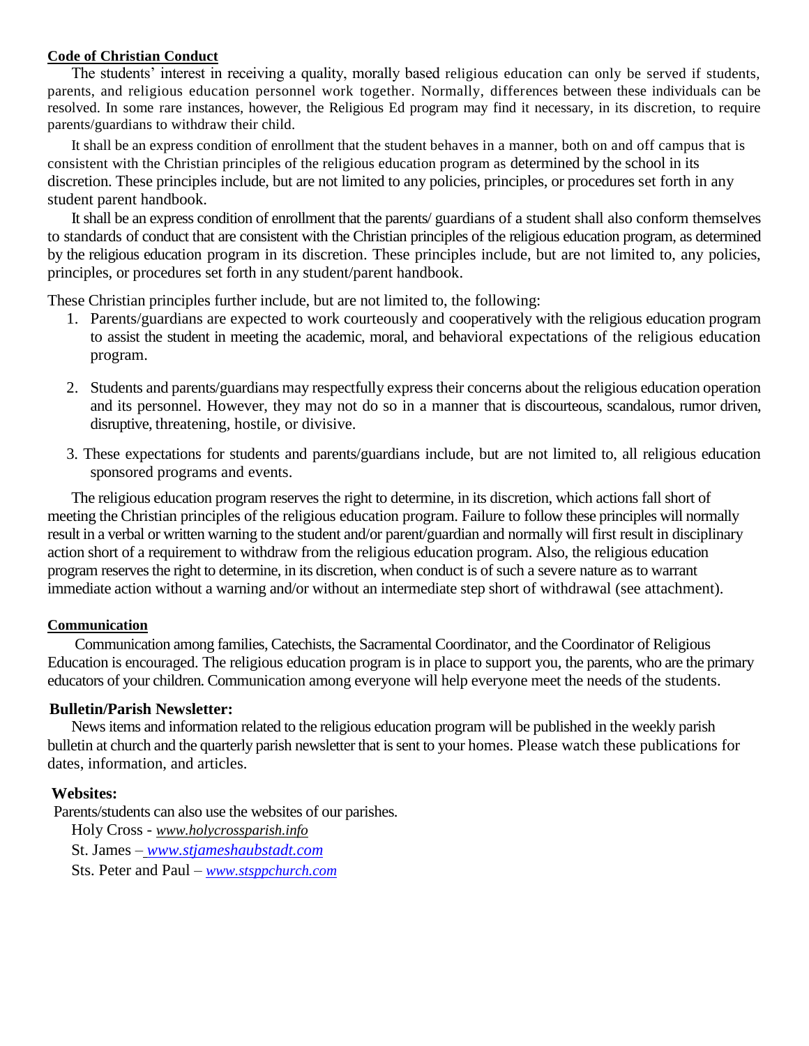## Code of Christian Conduct

The students' interest in receiving a quality, morally based religious education can only be served if students, parents, and religious education personnel work together. Normally, differences between these individuals can be resolved. In some rare instances, however, the Religious Ed program may find it necessary, in its discretion, to require parents/guardians to withdraw their child.

It shall be an express condition of enrollment that the student behaves in a manner, both on and off campus that is consistent with the Christian principles of the religious education program as determined by the school in its discretion. These principles include, but are not limited to any policies, principles, or procedures set forth in any student parent handbook.

It shall be an express condition of enrollment that the parents/ guardians of a student shall also conform themselves to standards of conduct that are consistent with the Christian principles of the religious education program, as determined by the religious education program in its discretion. These principles include, but are not limited to, any policies, principles, or procedures set forth in any student/parent handbook.

These Christian principles further include, but are not limited to, the following:

1. Parents/guardians are expected to work courteously and cooperatively with the religious education program to assist the student in meeting the academic, moral, and behavioral expectations of the religious education program.
2. Students and parents/guardians may respectfully express their concerns about the religious education operation and its personnel. However, they may not do so in a manner that is discourteous, scandalous, rumor driven, disruptive, threatening, hostile, or divisive.
3. These expectations for students and parents/guardians include, but are not limited to, all religious education sponsored programs and events.

The religious education program reserves the right to determine, in its discretion, which actions fall short of meeting the Christian principles of the religious education program. Failure to follow these principles will normally result in a verbal or written warning to the student and/or parent/guardian and normally will first result in disciplinary action short of a requirement to withdraw from the religious education program. Also, the religious education program reserves the right to determine, in its discretion, when conduct is of such a severe nature as to warrant immediate action without a warning and/or without an intermediate step short of withdrawal (see attachment).

## Communication

Communication among families, Catechists, the Sacramental Coordinator, and the Coordinator of Religious Education is encouraged. The religious education program is in place to support you, the parents, who are the primary educators of your children. Communication among everyone will help everyone meet the needs of the students.

### Bulletin/Parish Newsletter:

News items and information related to the religious education program will be published in the weekly parish bulletin at church and the quarterly parish newsletter that is sent to your homes. Please watch these publications for dates, information, and articles.

### Websites:

Parents/students can also use the websites of our parishes.

Holy Cross - *www.holycrossparish.info*

St. James – *www.stjameshaubstadt.com*

Sts. Peter and Paul – *www.stsppchurch.com*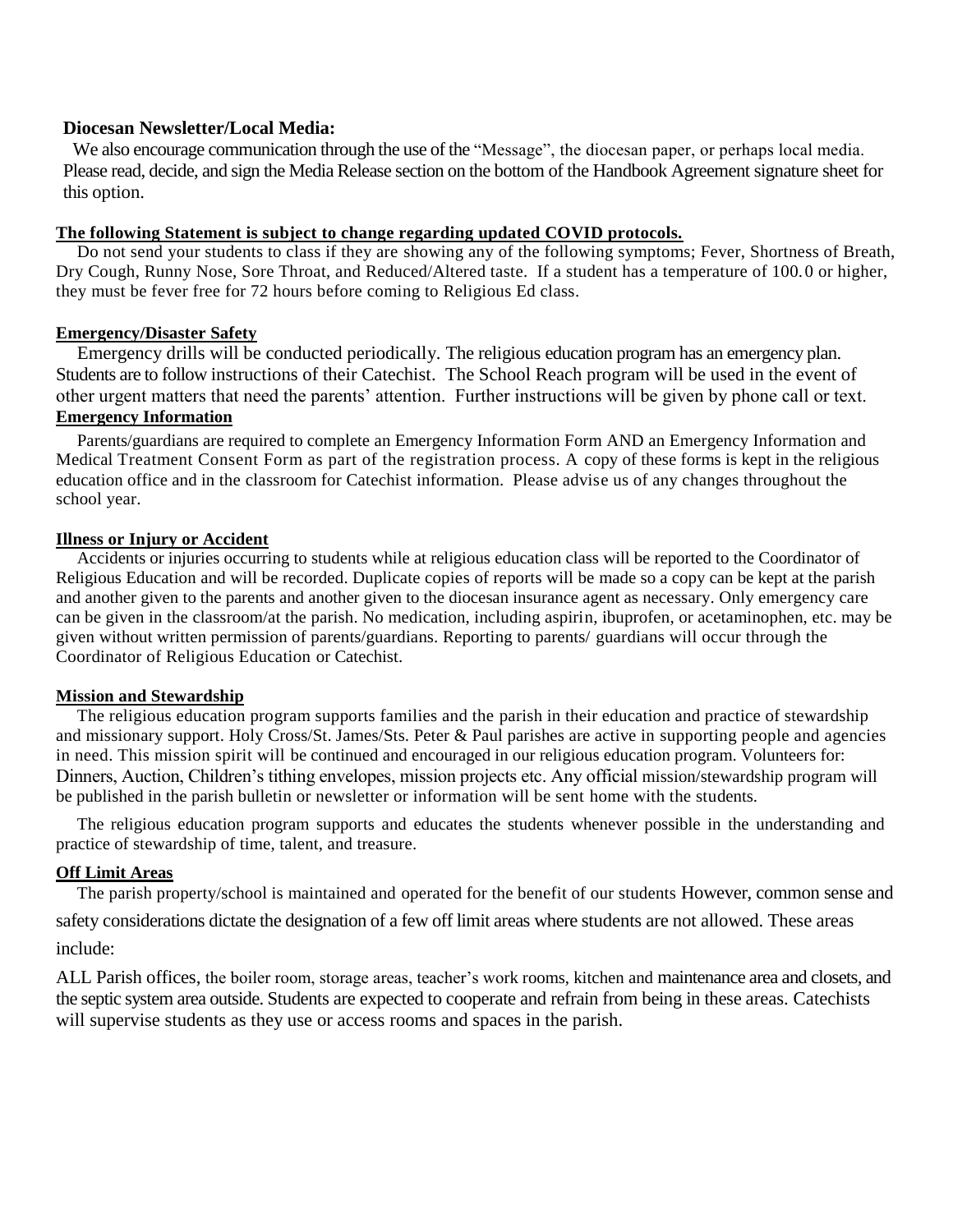**Diocesan Newsletter/Local Media:**

We also encourage communication through the use of the "Message", the diocesan paper, or perhaps local media. Please read, decide, and sign the Media Release section on the bottom of the Handbook Agreement signature sheet for this option.

**The following Statement is subject to change regarding updated COVID protocols.**

Do not send your students to class if they are showing any of the following symptoms; Fever, Shortness of Breath, Dry Cough, Runny Nose, Sore Throat, and Reduced/Altered taste. If a student has a temperature of 100.0 or higher, they must be fever free for 72 hours before coming to Religious Ed class.

**Emergency/Disaster Safety**

Emergency drills will be conducted periodically. The religious education program has an emergency plan. Students are to follow instructions of their Catechist. The School Reach program will be used in the event of other urgent matters that need the parents' attention. Further instructions will be given by phone call or text.

**Emergency Information**

Parents/guardians are required to complete an Emergency Information Form AND an Emergency Information and Medical Treatment Consent Form as part of the registration process. A copy of these forms is kept in the religious education office and in the classroom for Catechist information. Please advise us of any changes throughout the school year.

**Illness or Injury or Accident**

Accidents or injuries occurring to students while at religious education class will be reported to the Coordinator of Religious Education and will be recorded. Duplicate copies of reports will be made so a copy can be kept at the parish and another given to the parents and another given to the diocesan insurance agent as necessary. Only emergency care can be given in the classroom/at the parish. No medication, including aspirin, ibuprofen, or acetaminophen, etc. may be given without written permission of parents/guardians. Reporting to parents/ guardians will occur through the Coordinator of Religious Education or Catechist.

**Mission and Stewardship**

The religious education program supports families and the parish in their education and practice of stewardship and missionary support. Holy Cross/St. James/Sts. Peter & Paul parishes are active in supporting people and agencies in need. This mission spirit will be continued and encouraged in our religious education program. Volunteers for: Dinners, Auction, Children's tithing envelopes, mission projects etc. Any official mission/stewardship program will be published in the parish bulletin or newsletter or information will be sent home with the students.

The religious education program supports and educates the students whenever possible in the understanding and practice of stewardship of time, talent, and treasure.

**Off Limit Areas**

The parish property/school is maintained and operated for the benefit of our students However, common sense and safety considerations dictate the designation of a few off limit areas where students are not allowed. These areas include:

ALL Parish offices, the boiler room, storage areas, teacher's work rooms, kitchen and maintenance area and closets, and the septic system area outside. Students are expected to cooperate and refrain from being in these areas. Catechists will supervise students as they use or access rooms and spaces in the parish.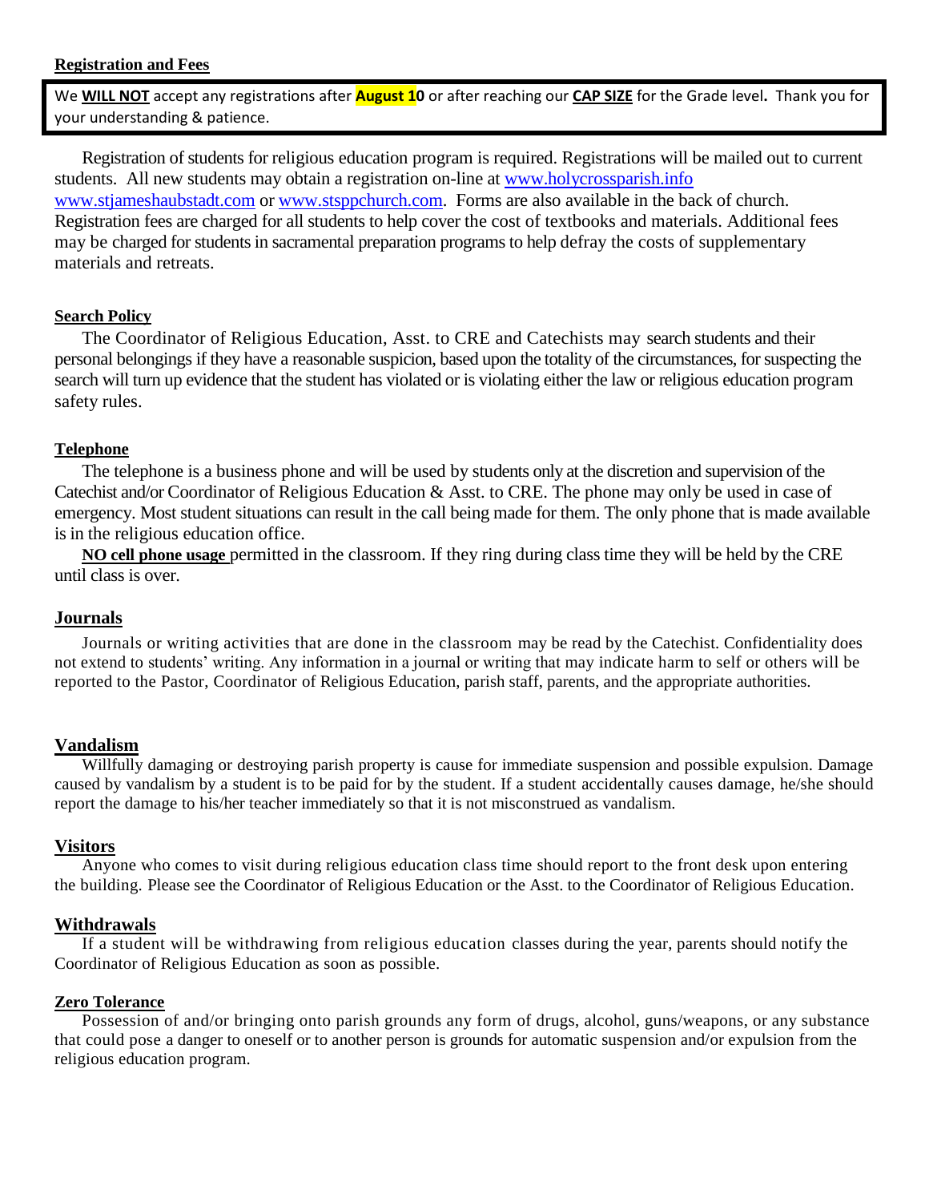### Registration and Fees

> We **WILL NOT** accept any registrations after **August 10** or after reaching our **CAP SIZE** for the Grade level**.** Thank you for your understanding & patience.

Registration of students for religious education program is required. Registrations will be mailed out to current students. All new students may obtain a registration on-line at www.holycrossparish.info www.stjameshaubstadt.com or www.stsppchurch.com. Forms are also available in the back of church. Registration fees are charged for all students to help cover the cost of textbooks and materials. Additional fees may be charged for students in sacramental preparation programs to help defray the costs of supplementary materials and retreats.

### Search Policy

The Coordinator of Religious Education, Asst. to CRE and Catechists may search students and their personal belongings if they have a reasonable suspicion, based upon the totality of the circumstances, for suspecting the search will turn up evidence that the student has violated or is violating either the law or religious education program safety rules.

### Telephone

The telephone is a business phone and will be used by students only at the discretion and supervision of the Catechist and/or Coordinator of Religious Education & Asst. to CRE. The phone may only be used in case of emergency. Most student situations can result in the call being made for them. The only phone that is made available is in the religious education office.

**NO cell phone usage** permitted in the classroom. If they ring during class time they will be held by the CRE until class is over.

### Journals

Journals or writing activities that are done in the classroom may be read by the Catechist. Confidentiality does not extend to students' writing. Any information in a journal or writing that may indicate harm to self or others will be reported to the Pastor, Coordinator of Religious Education, parish staff, parents, and the appropriate authorities.

### Vandalism

Willfully damaging or destroying parish property is cause for immediate suspension and possible expulsion. Damage caused by vandalism by a student is to be paid for by the student. If a student accidentally causes damage, he/she should report the damage to his/her teacher immediately so that it is not misconstrued as vandalism.

### Visitors

Anyone who comes to visit during religious education class time should report to the front desk upon entering the building. Please see the Coordinator of Religious Education or the Asst. to the Coordinator of Religious Education.

### Withdrawals

If a student will be withdrawing from religious education classes during the year, parents should notify the Coordinator of Religious Education as soon as possible.

### Zero Tolerance

Possession of and/or bringing onto parish grounds any form of drugs, alcohol, guns/weapons, or any substance that could pose a danger to oneself or to another person is grounds for automatic suspension and/or expulsion from the religious education program.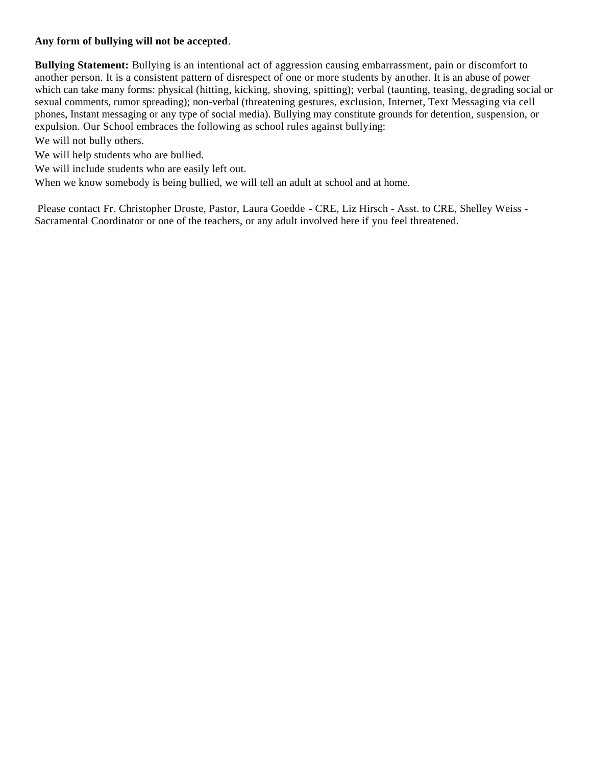**Any form of bullying will not be accepted**.

**Bullying Statement:** Bullying is an intentional act of aggression causing embarrassment, pain or discomfort to another person. It is a consistent pattern of disrespect of one or more students by another. It is an abuse of power which can take many forms: physical (hitting, kicking, shoving, spitting); verbal (taunting, teasing, degrading social or sexual comments, rumor spreading); non-verbal (threatening gestures, exclusion, Internet, Text Messaging via cell phones, Instant messaging or any type of social media). Bullying may constitute grounds for detention, suspension, or expulsion. Our School embraces the following as school rules against bullying:

We will not bully others.

We will help students who are bullied.

We will include students who are easily left out.

When we know somebody is being bullied, we will tell an adult at school and at home.

Please contact Fr. Christopher Droste, Pastor, Laura Goedde - CRE, Liz Hirsch - Asst. to CRE, Shelley Weiss - Sacramental Coordinator or one of the teachers, or any adult involved here if you feel threatened.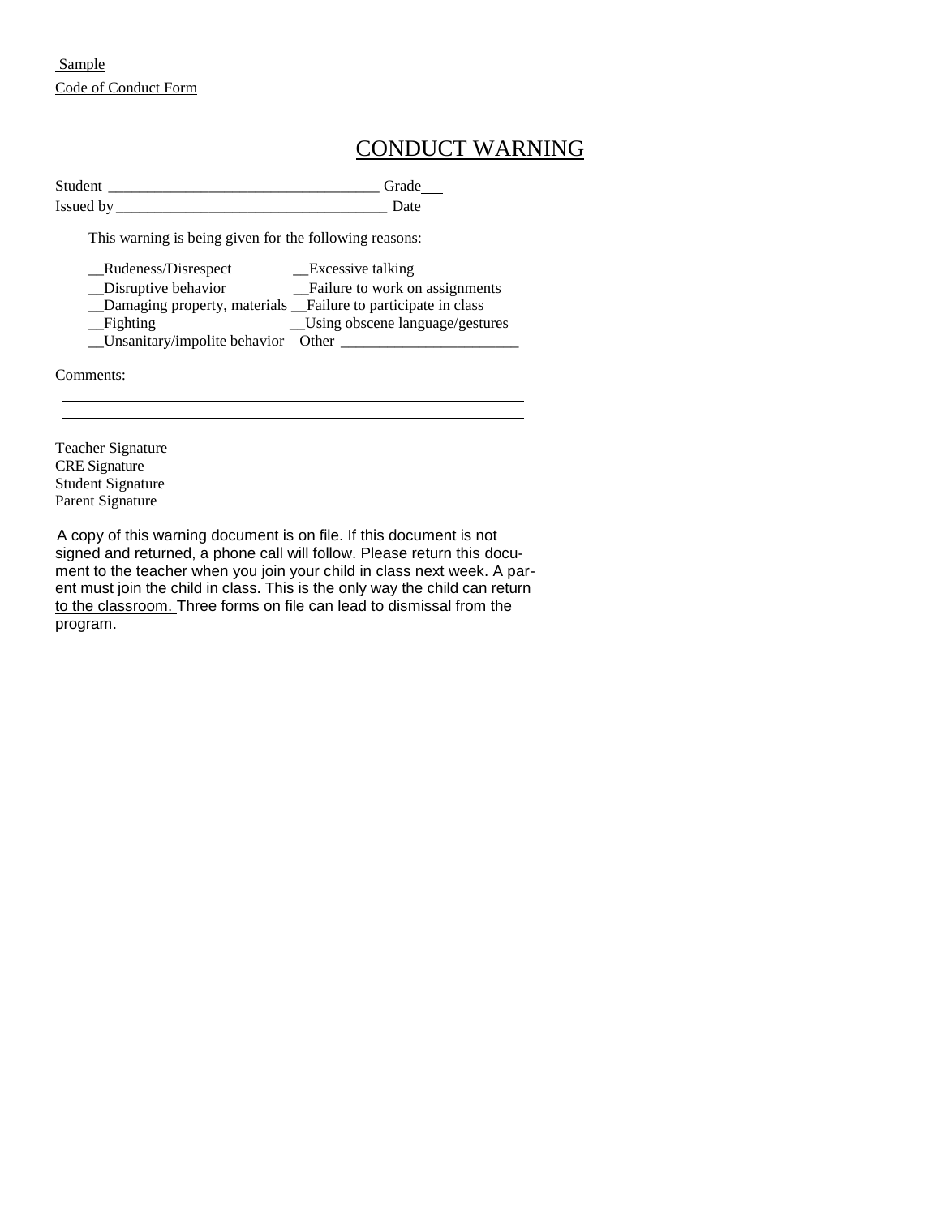<u>Sample</u>

<u>Code of Conduct Form</u>

# <u>CONDUCT WARNING</u>

Student ___________________________________ Grade___

Issued by___________________________________ Date___

This warning is being given for the following reasons:

| | |
|---|---|
| __Rudeness/Disrespect | __Excessive talking |
| __Disruptive behavior | __Failure to work on assignments |
| __Damaging property, materials | __Failure to participate in class |
| __Fighting | __Using obscene language/gestures |
| __Unsanitary/impolite behavior | Other _______________________ |

Comments:

_____________________________________________________________

_____________________________________________________________

Teacher Signature

CRE Signature

Student Signature

Parent Signature

A copy of this warning document is on file. If this document is not signed and returned, a phone call will follow. Please return this document to the teacher when you join your child in class next week. <u>A parent must join the child in class. This is the only way the child can return to the classroom.</u> Three forms on file can lead to dismissal from the program.